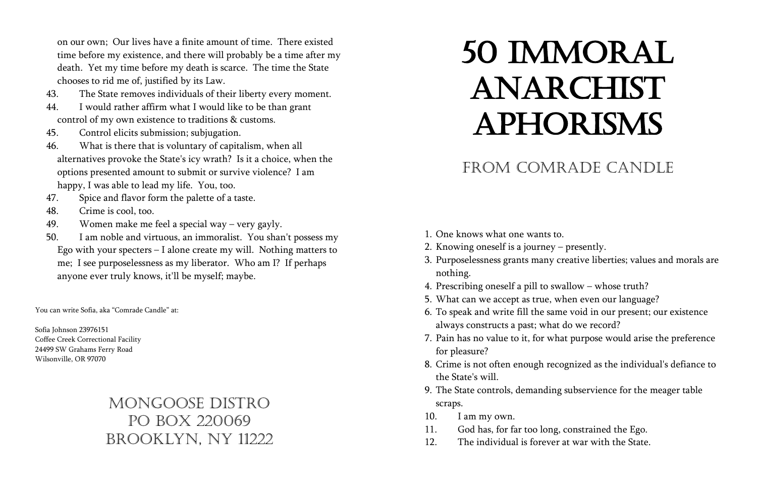on our own; Our lives have a finite amount of time. There existed time before my existence, and there will probably be a time after my death. Yet my time before my death is scarce. The time the State chooses to rid me of, justified by its Law.

43. The State removes individuals of their liberty every moment.
44. I would rather affirm what I would like to be than grant control of my own existence to traditions & customs.
45. Control elicits submission; subjugation.
46. What is there that is voluntary of capitalism, when all alternatives provoke the State's icy wrath? Is it a choice, when the options presented amount to submit or survive violence? I am happy, I was able to lead my life. You, too.
47. Spice and flavor form the palette of a taste.
48. Crime is cool, too.
49. Women make me feel a special way – very gayly.
50. I am noble and virtuous, an immoralist. You shan't possess my Ego with your specters – I alone create my will. Nothing matters to me; I see purposelessness as my liberator. Who am I? If perhaps anyone ever truly knows, it'll be myself; maybe.

You can write Sofia, aka "Comrade Candle" at:

Sofia Johnson 23976151
Coffee Creek Correctional Facility
24499 SW Grahams Ferry Road
Wilsonville, OR 97070

MONGOOSE DISTRO
PO BOX 220069
BROOKLYN, NY 11222

# 50 Immoral Anarchist Aphorisms

## From Comrade Candle

1. One knows what one wants to.
2. Knowing oneself is a journey – presently.
3. Purposelessness grants many creative liberties; values and morals are nothing.
4. Prescribing oneself a pill to swallow – whose truth?
5. What can we accept as true, when even our language?
6. To speak and write fill the same void in our present; our existence always constructs a past; what do we record?
7. Pain has no value to it, for what purpose would arise the preference for pleasure?
8. Crime is not often enough recognized as the individual's defiance to the State's will.
9. The State controls, demanding subservience for the meager table scraps.
10. I am my own.
11. God has, for far too long, constrained the Ego.
12. The individual is forever at war with the State.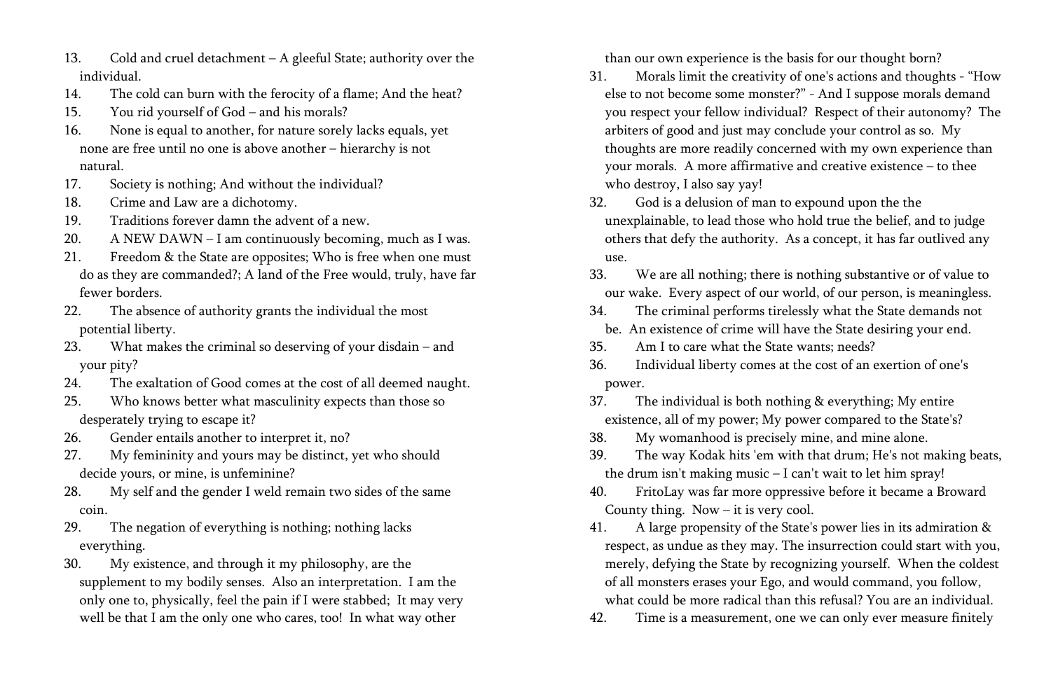13. Cold and cruel detachment – A gleeful State; authority over the individual.
14. The cold can burn with the ferocity of a flame; And the heat?
15. You rid yourself of God – and his morals?
16. None is equal to another, for nature sorely lacks equals, yet none are free until no one is above another – hierarchy is not natural.
17. Society is nothing; And without the individual?
18. Crime and Law are a dichotomy.
19. Traditions forever damn the advent of a new.
20. A NEW DAWN – I am continuously becoming, much as I was.
21. Freedom & the State are opposites; Who is free when one must do as they are commanded?; A land of the Free would, truly, have far fewer borders.
22. The absence of authority grants the individual the most potential liberty.
23. What makes the criminal so deserving of your disdain – and your pity?
24. The exaltation of Good comes at the cost of all deemed naught.
25. Who knows better what masculinity expects than those so desperately trying to escape it?
26. Gender entails another to interpret it, no?
27. My femininity and yours may be distinct, yet who should decide yours, or mine, is unfeminine?
28. My self and the gender I weld remain two sides of the same coin.
29. The negation of everything is nothing; nothing lacks everything.
30. My existence, and through it my philosophy, are the supplement to my bodily senses. Also an interpretation. I am the only one to, physically, feel the pain if I were stabbed; It may very well be that I am the only one who cares, too! In what way other than our own experience is the basis for our thought born?
31. Morals limit the creativity of one's actions and thoughts - "How else to not become some monster?" - And I suppose morals demand you respect your fellow individual? Respect of their autonomy? The arbiters of good and just may conclude your control as so. My thoughts are more readily concerned with my own experience than your morals. A more affirmative and creative existence – to thee who destroy, I also say yay!
32. God is a delusion of man to expound upon the the unexplainable, to lead those who hold true the belief, and to judge others that defy the authority. As a concept, it has far outlived any use.
33. We are all nothing; there is nothing substantive or of value to our wake. Every aspect of our world, of our person, is meaningless.
34. The criminal performs tirelessly what the State demands not be. An existence of crime will have the State desiring your end.
35. Am I to care what the State wants; needs?
36. Individual liberty comes at the cost of an exertion of one's power.
37. The individual is both nothing & everything; My entire existence, all of my power; My power compared to the State's?
38. My womanhood is precisely mine, and mine alone.
39. The way Kodak hits 'em with that drum; He's not making beats, the drum isn't making music – I can't wait to let him spray!
40. FritoLay was far more oppressive before it became a Broward County thing. Now – it is very cool.
41. A large propensity of the State's power lies in its admiration & respect, as undue as they may. The insurrection could start with you, merely, defying the State by recognizing yourself. When the coldest of all monsters erases your Ego, and would command, you follow, what could be more radical than this refusal? You are an individual.
42. Time is a measurement, one we can only ever measure finitely